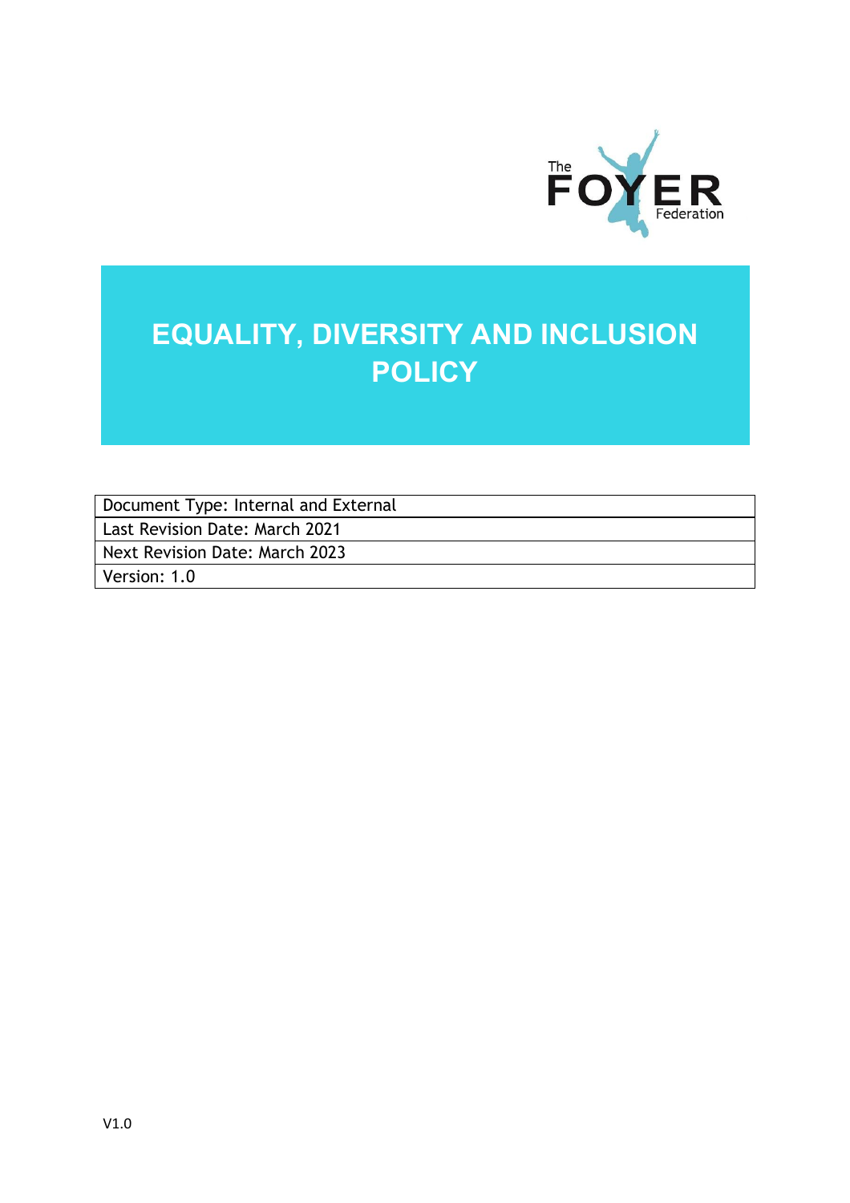# EQUALITY, DIVERSITY AND INCLUSION POLICY

| Document Type: Internal and External |
| --- |
| Last Revision Date: March 2021 |
| Next Revision Date: March 2023 |
| Version: 1.0 |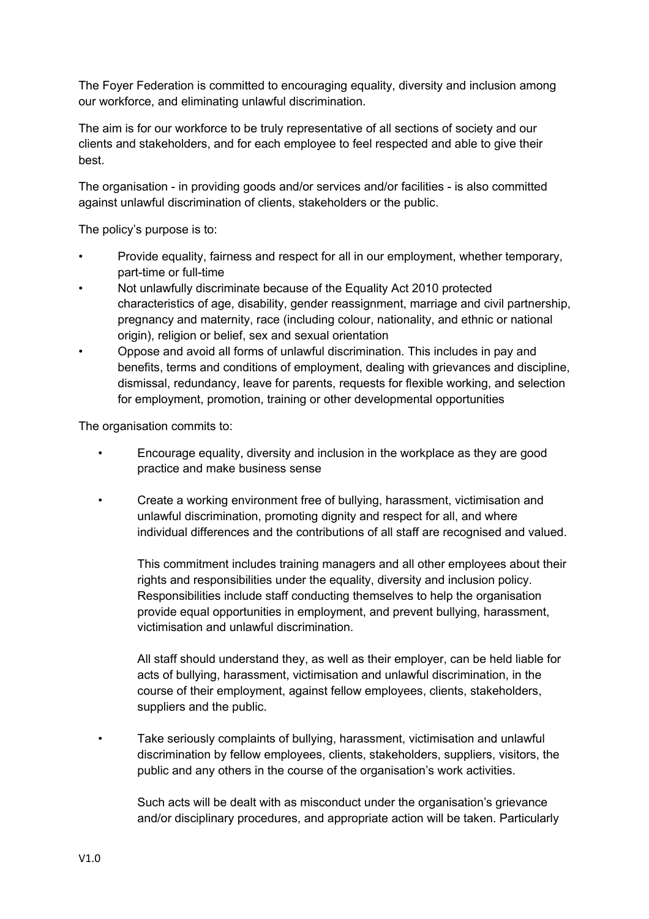The Foyer Federation is committed to encouraging equality, diversity and inclusion among our workforce, and eliminating unlawful discrimination.

The aim is for our workforce to be truly representative of all sections of society and our clients and stakeholders, and for each employee to feel respected and able to give their best.

The organisation - in providing goods and/or services and/or facilities - is also committed against unlawful discrimination of clients, stakeholders or the public.

The policy's purpose is to:

- Provide equality, fairness and respect for all in our employment, whether temporary, part-time or full-time
- Not unlawfully discriminate because of the Equality Act 2010 protected characteristics of age, disability, gender reassignment, marriage and civil partnership, pregnancy and maternity, race (including colour, nationality, and ethnic or national origin), religion or belief, sex and sexual orientation
- Oppose and avoid all forms of unlawful discrimination. This includes in pay and benefits, terms and conditions of employment, dealing with grievances and discipline, dismissal, redundancy, leave for parents, requests for flexible working, and selection for employment, promotion, training or other developmental opportunities

The organisation commits to:

- Encourage equality, diversity and inclusion in the workplace as they are good practice and make business sense

- Create a working environment free of bullying, harassment, victimisation and unlawful discrimination, promoting dignity and respect for all, and where individual differences and the contributions of all staff are recognised and valued.

  This commitment includes training managers and all other employees about their rights and responsibilities under the equality, diversity and inclusion policy. Responsibilities include staff conducting themselves to help the organisation provide equal opportunities in employment, and prevent bullying, harassment, victimisation and unlawful discrimination.

  All staff should understand they, as well as their employer, can be held liable for acts of bullying, harassment, victimisation and unlawful discrimination, in the course of their employment, against fellow employees, clients, stakeholders, suppliers and the public.

- Take seriously complaints of bullying, harassment, victimisation and unlawful discrimination by fellow employees, clients, stakeholders, suppliers, visitors, the public and any others in the course of the organisation's work activities.

  Such acts will be dealt with as misconduct under the organisation's grievance and/or disciplinary procedures, and appropriate action will be taken. Particularly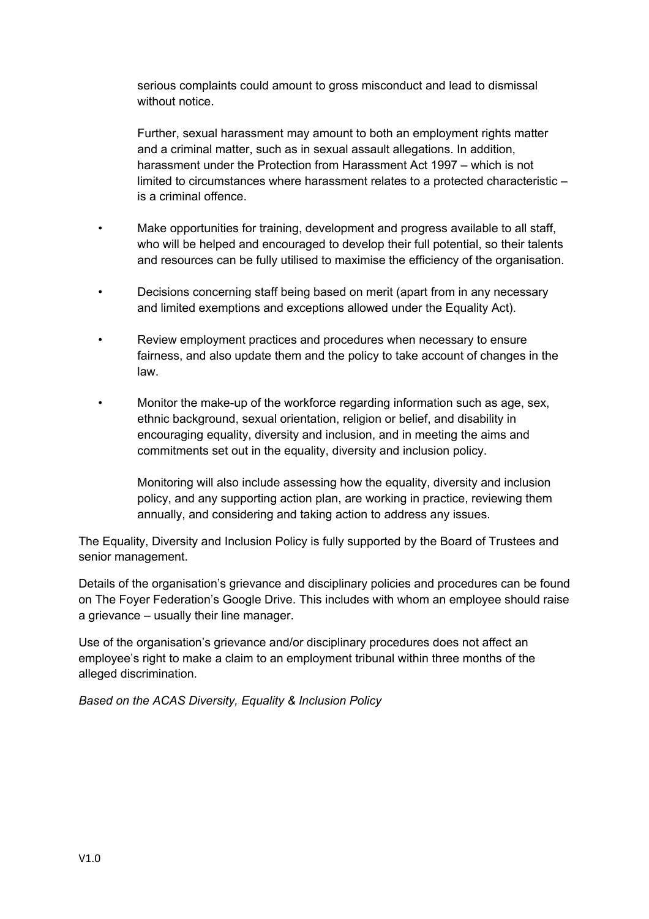serious complaints could amount to gross misconduct and lead to dismissal without notice.

Further, sexual harassment may amount to both an employment rights matter and a criminal matter, such as in sexual assault allegations. In addition, harassment under the Protection from Harassment Act 1997 – which is not limited to circumstances where harassment relates to a protected characteristic – is a criminal offence.

- Make opportunities for training, development and progress available to all staff, who will be helped and encouraged to develop their full potential, so their talents and resources can be fully utilised to maximise the efficiency of the organisation.
- Decisions concerning staff being based on merit (apart from in any necessary and limited exemptions and exceptions allowed under the Equality Act).
- Review employment practices and procedures when necessary to ensure fairness, and also update them and the policy to take account of changes in the law.
- Monitor the make-up of the workforce regarding information such as age, sex, ethnic background, sexual orientation, religion or belief, and disability in encouraging equality, diversity and inclusion, and in meeting the aims and commitments set out in the equality, diversity and inclusion policy.

  Monitoring will also include assessing how the equality, diversity and inclusion policy, and any supporting action plan, are working in practice, reviewing them annually, and considering and taking action to address any issues.

The Equality, Diversity and Inclusion Policy is fully supported by the Board of Trustees and senior management.

Details of the organisation's grievance and disciplinary policies and procedures can be found on The Foyer Federation's Google Drive. This includes with whom an employee should raise a grievance – usually their line manager.

Use of the organisation's grievance and/or disciplinary procedures does not affect an employee's right to make a claim to an employment tribunal within three months of the alleged discrimination.

*Based on the ACAS Diversity, Equality & Inclusion Policy*

V1.0